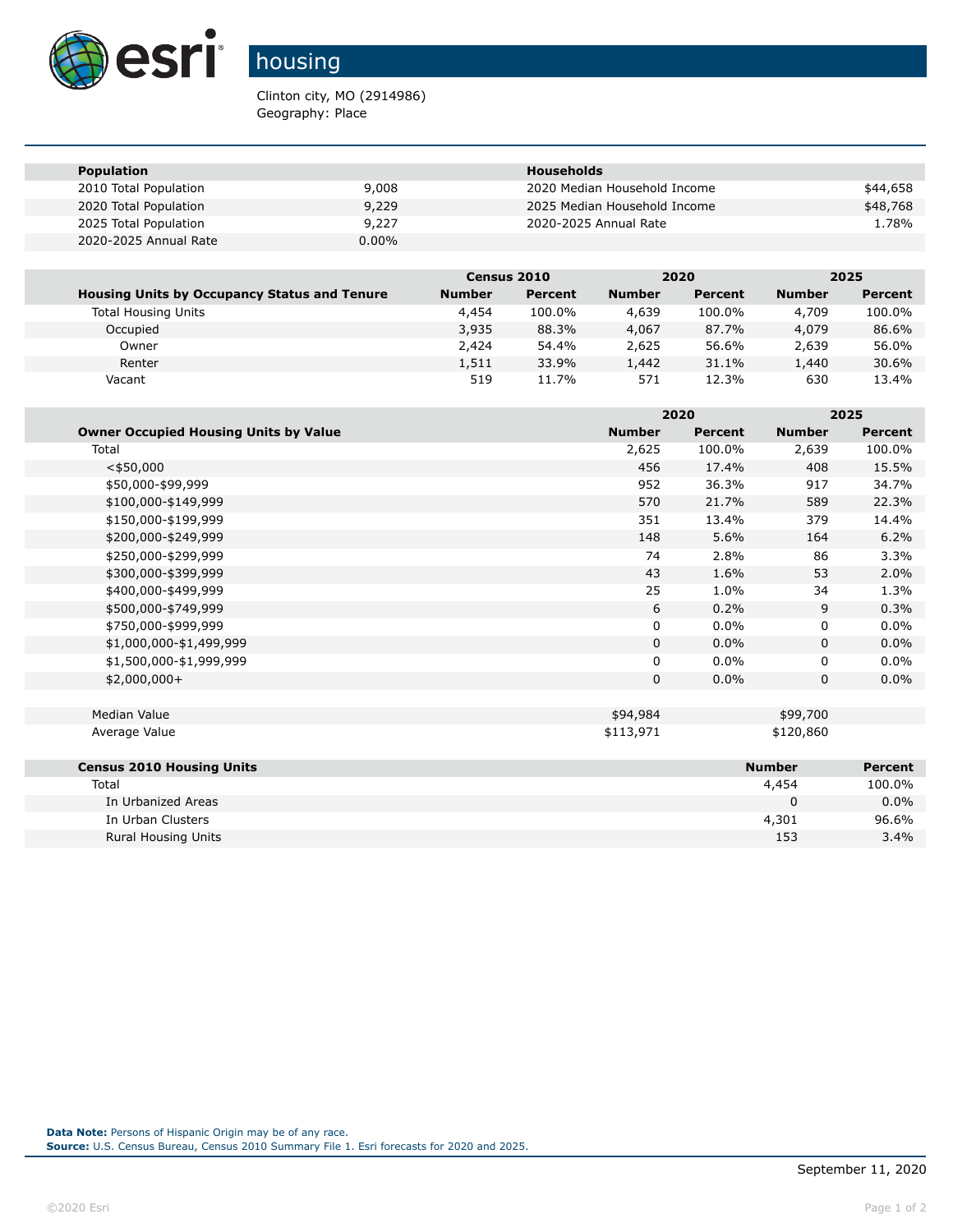# housing

Clinton city, MO (2914986)
Geography: Place

| Population | | Households | |
|---|---|---|---|
| 2010 Total Population | 9,008 | 2020 Median Household Income | $44,658 |
| 2020 Total Population | 9,229 | 2025 Median Household Income | $48,768 |
| 2025 Total Population | 9,227 | 2020-2025 Annual Rate | 1.78% |
| 2020-2025 Annual Rate | 0.00% | | |

| | Census 2010 | | 2020 | | 2025 | |
|---|---|---|---|---|---|---|
| **Housing Units by Occupancy Status and Tenure** | **Number** | **Percent** | **Number** | **Percent** | **Number** | **Percent** |
| Total Housing Units | 4,454 | 100.0% | 4,639 | 100.0% | 4,709 | 100.0% |
| Occupied | 3,935 | 88.3% | 4,067 | 87.7% | 4,079 | 86.6% |
| Owner | 2,424 | 54.4% | 2,625 | 56.6% | 2,639 | 56.0% |
| Renter | 1,511 | 33.9% | 1,442 | 31.1% | 1,440 | 30.6% |
| Vacant | 519 | 11.7% | 571 | 12.3% | 630 | 13.4% |

| | 2020 | | 2025 | |
|---|---|---|---|---|
| **Owner Occupied Housing Units by Value** | **Number** | **Percent** | **Number** | **Percent** |
| Total | 2,625 | 100.0% | 2,639 | 100.0% |
| <$50,000 | 456 | 17.4% | 408 | 15.5% |
| $50,000-$99,999 | 952 | 36.3% | 917 | 34.7% |
| $100,000-$149,999 | 570 | 21.7% | 589 | 22.3% |
| $150,000-$199,999 | 351 | 13.4% | 379 | 14.4% |
| $200,000-$249,999 | 148 | 5.6% | 164 | 6.2% |
| $250,000-$299,999 | 74 | 2.8% | 86 | 3.3% |
| $300,000-$399,999 | 43 | 1.6% | 53 | 2.0% |
| $400,000-$499,999 | 25 | 1.0% | 34 | 1.3% |
| $500,000-$749,999 | 6 | 0.2% | 9 | 0.3% |
| $750,000-$999,999 | 0 | 0.0% | 0 | 0.0% |
| $1,000,000-$1,499,999 | 0 | 0.0% | 0 | 0.0% |
| $1,500,000-$1,999,999 | 0 | 0.0% | 0 | 0.0% |
| $2,000,000+ | 0 | 0.0% | 0 | 0.0% |
| | | | | |
| Median Value | $94,984 | | $99,700 | |
| Average Value | $113,971 | | $120,860 | |

| Census 2010 Housing Units | Number | Percent |
|---|---|---|
| Total | 4,454 | 100.0% |
| In Urbanized Areas | 0 | 0.0% |
| In Urban Clusters | 4,301 | 96.6% |
| Rural Housing Units | 153 | 3.4% |

**Data Note:** Persons of Hispanic Origin may be of any race.
**Source:** U.S. Census Bureau, Census 2010 Summary File 1. Esri forecasts for 2020 and 2025.

September 11, 2020

©2020 Esri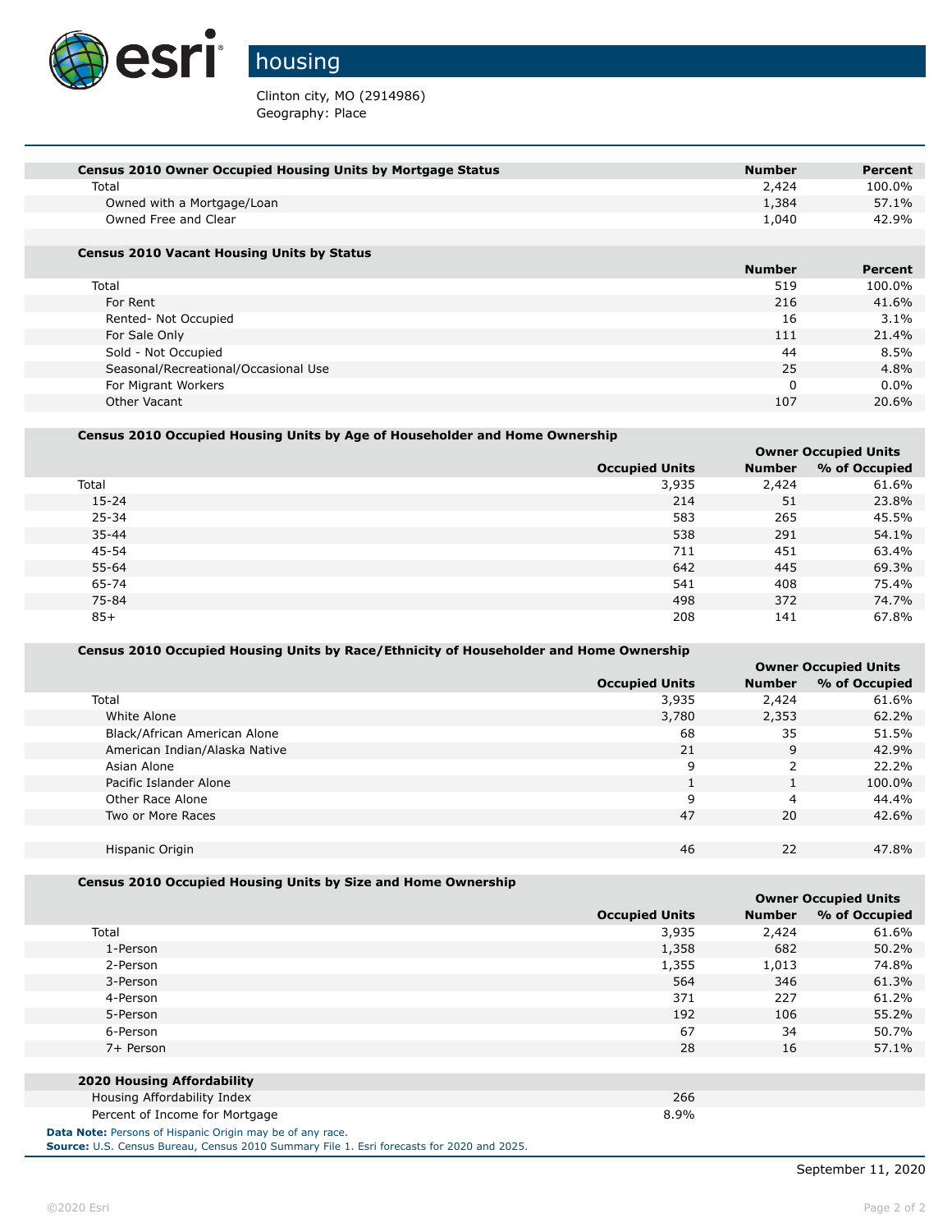# housing

Clinton city, MO (2914986)
Geography: Place

| Census 2010 Owner Occupied Housing Units by Mortgage Status | Number | Percent |
|---|---|---|
| Total | 2,424 | 100.0% |
| Owned with a Mortgage/Loan | 1,384 | 57.1% |
| Owned Free and Clear | 1,040 | 42.9% |

| Census 2010 Vacant Housing Units by Status | Number | Percent |
|---|---|---|
| Total | 519 | 100.0% |
| For Rent | 216 | 41.6% |
| Rented- Not Occupied | 16 | 3.1% |
| For Sale Only | 111 | 21.4% |
| Sold - Not Occupied | 44 | 8.5% |
| Seasonal/Recreational/Occasional Use | 25 | 4.8% |
| For Migrant Workers | 0 | 0.0% |
| Other Vacant | 107 | 20.6% |

| Census 2010 Occupied Housing Units by Age of Householder and Home Ownership | | Owner Occupied Units | |
|---|---|---|---|
| | Occupied Units | Number | % of Occupied |
| Total | 3,935 | 2,424 | 61.6% |
| 15-24 | 214 | 51 | 23.8% |
| 25-34 | 583 | 265 | 45.5% |
| 35-44 | 538 | 291 | 54.1% |
| 45-54 | 711 | 451 | 63.4% |
| 55-64 | 642 | 445 | 69.3% |
| 65-74 | 541 | 408 | 75.4% |
| 75-84 | 498 | 372 | 74.7% |
| 85+ | 208 | 141 | 67.8% |

| Census 2010 Occupied Housing Units by Race/Ethnicity of Householder and Home Ownership | | Owner Occupied Units | |
|---|---|---|---|
| | Occupied Units | Number | % of Occupied |
| Total | 3,935 | 2,424 | 61.6% |
| White Alone | 3,780 | 2,353 | 62.2% |
| Black/African American Alone | 68 | 35 | 51.5% |
| American Indian/Alaska Native | 21 | 9 | 42.9% |
| Asian Alone | 9 | 2 | 22.2% |
| Pacific Islander Alone | 1 | 1 | 100.0% |
| Other Race Alone | 9 | 4 | 44.4% |
| Two or More Races | 47 | 20 | 42.6% |
| | | | |
| Hispanic Origin | 46 | 22 | 47.8% |

| Census 2010 Occupied Housing Units by Size and Home Ownership | | Owner Occupied Units | |
|---|---|---|---|
| | Occupied Units | Number | % of Occupied |
| Total | 3,935 | 2,424 | 61.6% |
| 1-Person | 1,358 | 682 | 50.2% |
| 2-Person | 1,355 | 1,013 | 74.8% |
| 3-Person | 564 | 346 | 61.3% |
| 4-Person | 371 | 227 | 61.2% |
| 5-Person | 192 | 106 | 55.2% |
| 6-Person | 67 | 34 | 50.7% |
| 7+ Person | 28 | 16 | 57.1% |

| 2020 Housing Affordability | |
|---|---|
| Housing Affordability Index | 266 |
| Percent of Income for Mortgage | 8.9% |

**Data Note:** Persons of Hispanic Origin may be of any race.
**Source:** U.S. Census Bureau, Census 2010 Summary File 1. Esri forecasts for 2020 and 2025.

September 11, 2020

©2020 Esri